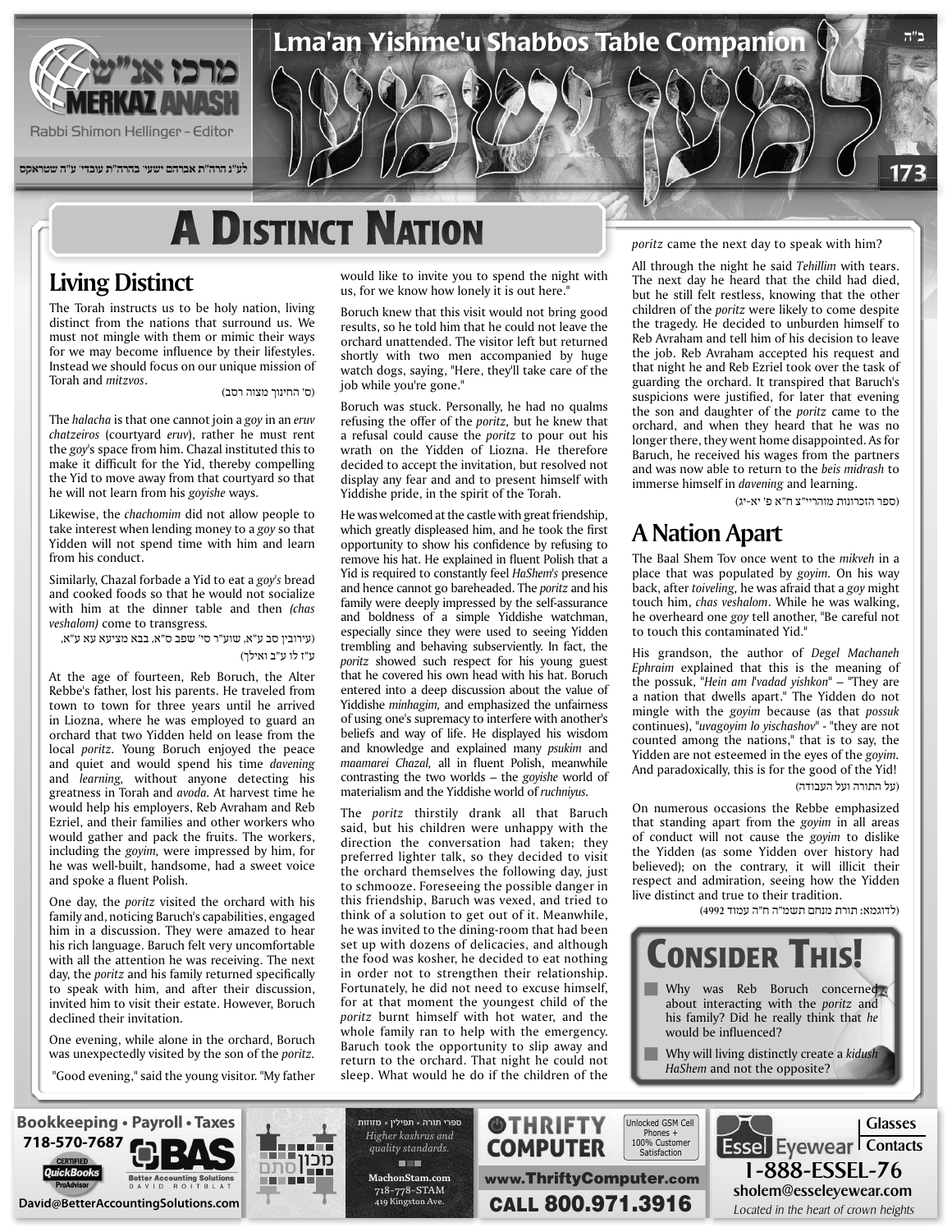# A Distinct Nation

## Living Distinct

The Torah instructs us to be holy nation, living distinct from the nations that surround us. We must not mingle with them or mimic their ways for we may become influence by their lifestyles. Instead we should focus on our unique mission of Torah and *mitzvos*.

(ס' החינוך מצוה רסב)

The *halacha* is that one cannot join a *goy* in an *eruv chatzeiros* (courtyard *eruv*), rather he must rent the *goy*'s space from him. Chazal instituted this to make it difficult for the Yid, thereby compelling the Yid to move away from that courtyard so that he will not learn from his *goyishe* ways.

Likewise, the *chachomim* did not allow people to take interest when lending money to a *goy* so that Yidden will not spend time with him and learn from his conduct.

Similarly, Chazal forbade a Yid to eat a *goy's* bread and cooked foods so that he would not socialize with him at the dinner table and then *(chas veshalom)* come to transgress.

(עירובין סב ע"א, שוע"ר סי' שפב ס"א, בבא מציעא עא ע"א, ע"ז לו ע"ב ואילך)

At the age of fourteen, Reb Boruch, the Alter Rebbe's father, lost his parents. He traveled from town to town for three years until he arrived in Liozna, where he was employed to guard an orchard that two Yidden held on lease from the local *poritz*. Young Boruch enjoyed the peace and quiet and would spend his time *davening* and *learning*, without anyone detecting his greatness in Torah and *avoda*. At harvest time he would help his employers, Reb Avraham and Reb Ezriel, and their families and other workers who would gather and pack the fruits. The workers, including the *goyim*, were impressed by him, for he was well-built, handsome, had a sweet voice and spoke a fluent Polish.

One day, the *poritz* visited the orchard with his family and, noticing Baruch's capabilities, engaged him in a discussion. They were amazed to hear his rich language. Baruch felt very uncomfortable with all the attention he was receiving. The next day, the *poritz* and his family returned specifically to speak with him, and after their discussion, invited him to visit their estate. However, Boruch declined their invitation.

One evening, while alone in the orchard, Boruch was unexpectedly visited by the son of the *poritz*.

"Good evening," said the young visitor. "My father would like to invite you to spend the night with us, for we know how lonely it is out here."

Boruch knew that this visit would not bring good results, so he told him that he could not leave the orchard unattended. The visitor left but returned shortly with two men accompanied by huge watch dogs, saying, "Here, they'll take care of the job while you're gone."

Boruch was stuck. Personally, he had no qualms refusing the offer of the *poritz*, but he knew that a refusal could cause the *poritz* to pour out his wrath on the Yidden of Liozna. He therefore decided to accept the invitation, but resolved not display any fear and and to present himself with Yiddishe pride, in the spirit of the Torah.

He was welcomed at the castle with great friendship, which greatly displeased him, and he took the first opportunity to show his confidence by refusing to remove his hat. He explained in fluent Polish that a Yid is required to constantly feel *HaShem's* presence and hence cannot go bareheaded. The *poritz* and his family were deeply impressed by the self-assurance and boldness of a simple Yiddishe watchman, especially since they were used to seeing Yidden trembling and behaving subserviently. In fact, the *poritz* showed such respect for his young guest that he covered his own head with his hat. Boruch entered into a deep discussion about the value of Yiddishe *minhagim*, and emphasized the unfairness of using one's supremacy to interfere with another's beliefs and way of life. He displayed his wisdom and knowledge and explained many *psukim* and *maamarei Chazal*, all in fluent Polish, meanwhile contrasting the two worlds – the *goyishe* world of materialism and the Yiddishe world of *ruchniyus*.

The *poritz* thirstily drank all that Baruch said, but his children were unhappy with the direction the conversation had taken; they preferred lighter talk, so they decided to visit the orchard themselves the following day, just to schmooze. Foreseeing the possible danger in this friendship, Baruch was vexed, and tried to think of a solution to get out of it. Meanwhile, he was invited to the dining-room that had been set up with dozens of delicacies, and although the food was kosher, he decided to eat nothing in order not to strengthen their relationship. Fortunately, he did not need to excuse himself, for at that moment the youngest child of the *poritz* burnt himself with hot water, and the whole family ran to help with the emergency. Baruch took the opportunity to slip away and return to the orchard. That night he could not sleep. What would he do if the children of the *poritz* came the next day to speak with him?

All through the night he said *Tehillim* with tears. The next day he heard that the child had died, but he still felt restless, knowing that the other children of the *poritz* were likely to come despite the tragedy. He decided to unburden himself to Reb Avraham and tell him of his decision to leave the job. Reb Avraham accepted his request and that night he and Reb Ezriel took over the task of guarding the orchard. It transpired that Baruch's suspicions were justified, for later that evening the son and daughter of the *poritz* came to the orchard, and when they heard that he was no longer there, they went home disappointed. As for Baruch, he received his wages from the partners and was now able to return to the *beis midrash* to immerse himself in *davening* and learning.

(ספר הזכרונות מוהריי"צ ח"א פ' יא-יג)

## A Nation Apart

The Baal Shem Tov once went to the *mikveh* in a place that was populated by *goyim*. On his way back, after *toiveling*, he was afraid that a *goy* might touch him, *chas veshalom*. While he was walking, he overheard one *goy* tell another, "Be careful not to touch this contaminated Yid."

His grandson, the author of *Degel Machaneh Ephraim* explained that this is the meaning of the possuk, "*Hein am l'vadad yishkon*" – "They are a nation that dwells apart." The Yidden do not mingle with the *goyim* because (as that *possuk* continues), "*uvagoyim lo yischashov*" - "they are not counted among the nations," that is to say, the Yidden are not esteemed in the eyes of the *goyim*. And paradoxically, this is for the good of the Yid!

(על התורה ועל העבודה)

On numerous occasions the Rebbe emphasized that standing apart from the *goyim* in all areas of conduct will not cause the *goyim* to dislike the Yidden (as some Yidden over history had believed); on the contrary, it will illicit their respect and admiration, seeing how the Yidden live distinct and true to their tradition.

(לדוגמא: תורת מנחם תשמ"ה ח"ה עמוד 4992)

## Consider This!

- Why was Reb Boruch concerned about interacting with the *poritz* and his family? Did he really think that *he* would be influenced?
- Why will living distinctly create a *kidush HaShem* and not the opposite?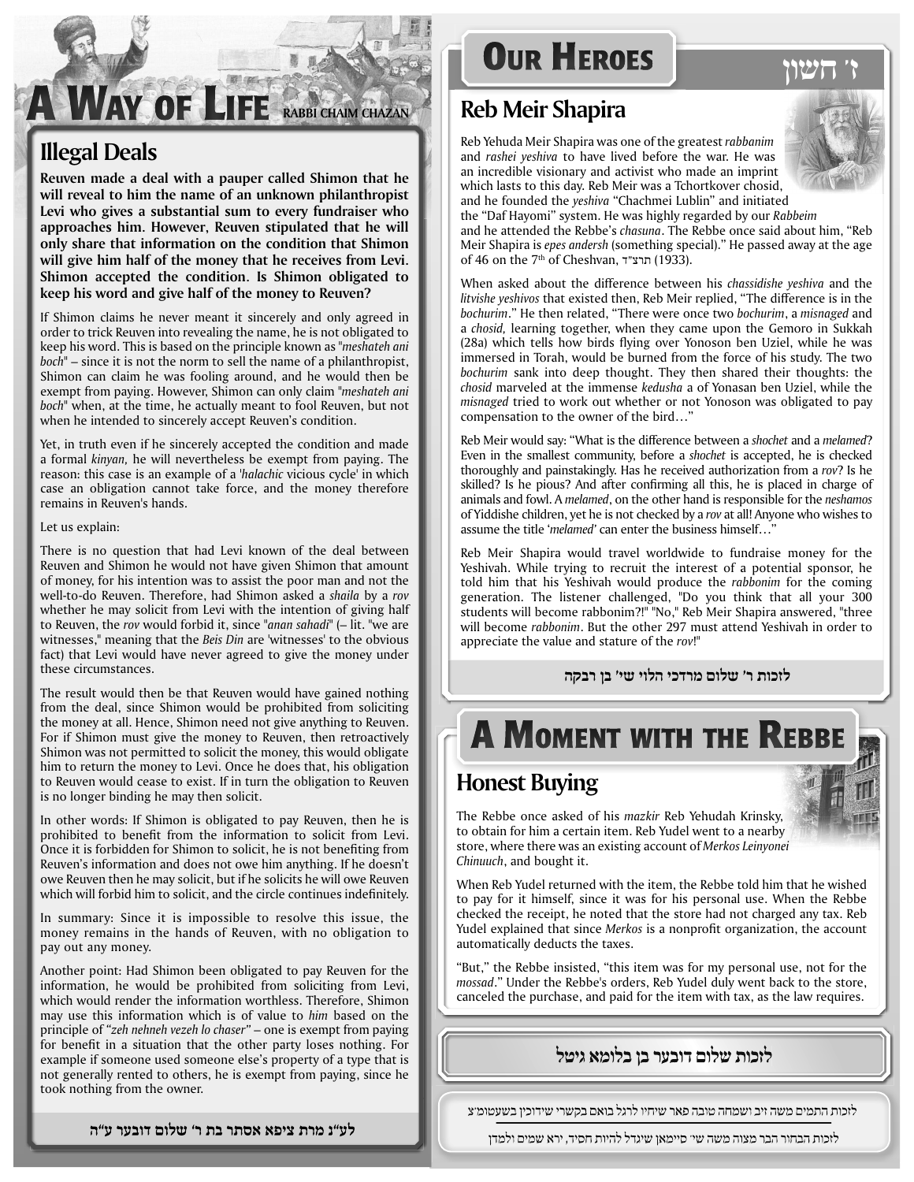# A Way of Life

RABBI CHAIM CHAZAN

## Illegal Deals

**Reuven made a deal with a pauper called Shimon that he will reveal to him the name of an unknown philanthropist Levi who gives a substantial sum to every fundraiser who approaches him. However, Reuven stipulated that he will only share that information on the condition that Shimon will give him half of the money that he receives from Levi. Shimon accepted the condition. Is Shimon obligated to keep his word and give half of the money to Reuven?**

If Shimon claims he never meant it sincerely and only agreed in order to trick Reuven into revealing the name, he is not obligated to keep his word. This is based on the principle known as "*meshateh ani boch*" – since it is not the norm to sell the name of a philanthropist, Shimon can claim he was fooling around, and he would then be exempt from paying. However, Shimon can only claim "*meshateh ani boch*" when, at the time, he actually meant to fool Reuven, but not when he intended to sincerely accept Reuven's condition.

Yet, in truth even if he sincerely accepted the condition and made a formal *kinyan,* he will nevertheless be exempt from paying. The reason: this case is an example of a '*halachic* vicious cycle' in which case an obligation cannot take force, and the money therefore remains in Reuven's hands.

Let us explain:

There is no question that had Levi known of the deal between Reuven and Shimon he would not have given Shimon that amount of money, for his intention was to assist the poor man and not the well-to-do Reuven. Therefore, had Shimon asked a *shaila* by a *rov* whether he may solicit from Levi with the intention of giving half to Reuven, the *rov* would forbid it, since "*anan sahadi*" (– lit. "we are witnesses," meaning that the *Beis Din* are 'witnesses' to the obvious fact) that Levi would have never agreed to give the money under these circumstances.

The result would then be that Reuven would have gained nothing from the deal, since Shimon would be prohibited from soliciting the money at all. Hence, Shimon need not give anything to Reuven. For if Shimon must give the money to Reuven, then retroactively Shimon was not permitted to solicit the money, this would obligate him to return the money to Levi. Once he does that, his obligation to Reuven would cease to exist. If in turn the obligation to Reuven is no longer binding he may then solicit.

In other words: If Shimon is obligated to pay Reuven, then he is prohibited to benefit from the information to solicit from Levi. Once it is forbidden for Shimon to solicit, he is not benefiting from Reuven's information and does not owe him anything. If he doesn't owe Reuven then he may solicit, but if he solicits he will owe Reuven which will forbid him to solicit, and the circle continues indefinitely.

In summary: Since it is impossible to resolve this issue, the money remains in the hands of Reuven, with no obligation to pay out any money.

Another point: Had Shimon been obligated to pay Reuven for the information, he would be prohibited from soliciting from Levi, which would render the information worthless. Therefore, Shimon may use this information which is of value to *him* based on the principle of "*zeh nehneh vezeh lo chaser*" – one is exempt from paying for benefit in a situation that the other party loses nothing. For example if someone used someone else's property of a type that is not generally rented to others, he is exempt from paying, since he took nothing from the owner.

**לע"נ מרת ציפא אסתר בת ר' שלום דובער ע"ה**

# Our Heroes

**ז' חשון**

## Reb Meir Shapira

Reb Yehuda Meir Shapira was one of the greatest *rabbanim* and *rashei yeshiva* to have lived before the war. He was an incredible visionary and activist who made an imprint which lasts to this day. Reb Meir was a Tchortkover chosid, and he founded the *yeshiva* "Chachmei Lublin" and initiated the "Daf Hayomi" system. He was highly regarded by our *Rabbeim* and he attended the Rebbe's *chasuna*. The Rebbe once said about him, "Reb Meir Shapira is *epes andersh* (something special)." He passed away at the age of 46 on the 7th of Cheshvan, תרצ"ד (1933).

When asked about the difference between his *chassidishe yeshiva* and the *litvishe yeshivos* that existed then, Reb Meir replied, "The difference is in the *bochurim*." He then related, "There were once two *bochurim*, a *misnaged* and a *chosid,* learning together, when they came upon the Gemoro in Sukkah (28a) which tells how birds flying over Yonoson ben Uziel, while he was immersed in Torah, would be burned from the force of his study. The two *bochurim* sank into deep thought. They then shared their thoughts: the *chosid* marveled at the immense *kedusha* a of Yonasan ben Uziel, while the *misnaged* tried to work out whether or not Yonoson was obligated to pay compensation to the owner of the bird…"

Reb Meir would say: "What is the difference between a *shochet* and a *melamed*? Even in the smallest community, before a *shochet* is accepted, he is checked thoroughly and painstakingly. Has he received authorization from a *rov*? Is he skilled? Is he pious? And after confirming all this, he is placed in charge of animals and fowl. A *melamed*, on the other hand is responsible for the *neshamos* of Yiddishe children, yet he is not checked by a *rov* at all! Anyone who wishes to assume the title '*melamed*' can enter the business himself…"

Reb Meir Shapira would travel worldwide to fundraise money for the Yeshivah. While trying to recruit the interest of a potential sponsor, he told him that his Yeshivah would produce the *rabbonim* for the coming generation. The listener challenged, "Do you think that all your 300 students will become rabbonim?!" "No," Reb Meir Shapira answered, "three will become *rabbonim*. But the other 297 must attend Yeshivah in order to appreciate the value and stature of the *rov*!"

**לזכות ר' שלום מרדכי הלוי שי' בן רבקה**

# A Moment with the Rebbe

## Honest Buying

The Rebbe once asked of his *mazkir* Reb Yehudah Krinsky, to obtain for him a certain item. Reb Yudel went to a nearby store, where there was an existing account of *Merkos Leinyonei Chinuuch*, and bought it.

When Reb Yudel returned with the item, the Rebbe told him that he wished to pay for it himself, since it was for his personal use. When the Rebbe checked the receipt, he noted that the store had not charged any tax. Reb Yudel explained that since *Merkos* is a nonprofit organization, the account automatically deducts the taxes.

"But," the Rebbe insisted, "this item was for my personal use, not for the *mossad*." Under the Rebbe's orders, Reb Yudel duly went back to the store, canceled the purchase, and paid for the item with tax, as the law requires.

**לזכות שלום דובער בן בלומא גיטל**

לזכות התמים משה זיב ושמחה טובה פאר שיחיו לרגל בואם בקשרי שידוכין בשעטומ"צ

לזכות הבחור הבר מצוה משה שי' סיימאן שיגדל להיות חסיד, ירא שמים ולמדן